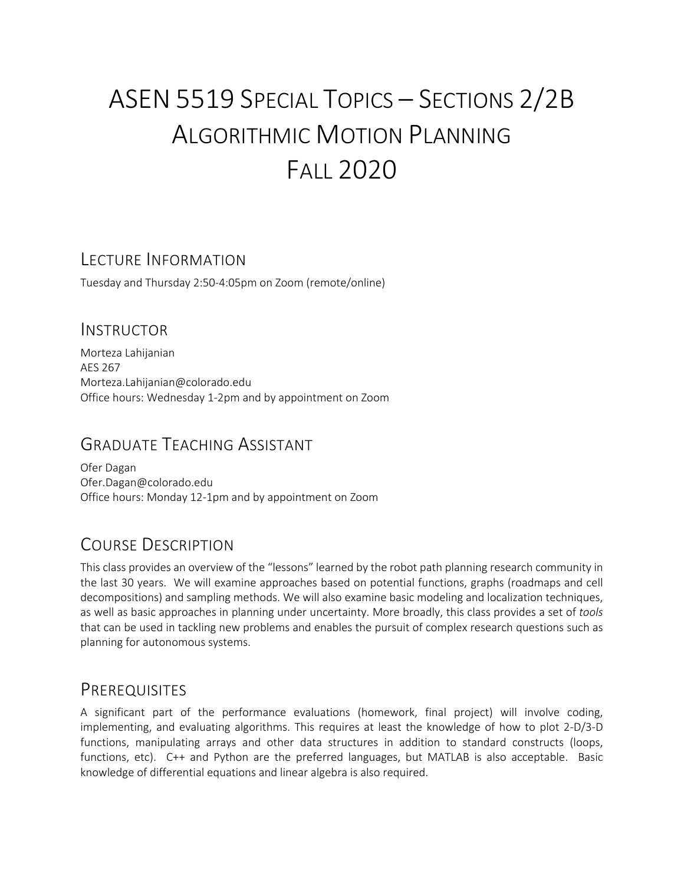# ASEN 5519 Special Topics – Sections 2/2B
# Algorithmic Motion Planning
# Fall 2020

## Lecture Information

Tuesday and Thursday 2:50-4:05pm on Zoom (remote/online)

## Instructor

Morteza Lahijanian
AES 267
Morteza.Lahijanian@colorado.edu
Office hours: Wednesday 1-2pm and by appointment on Zoom

## Graduate Teaching Assistant

Ofer Dagan
Ofer.Dagan@colorado.edu
Office hours: Monday 12-1pm and by appointment on Zoom

## Course Description

This class provides an overview of the "lessons" learned by the robot path planning research community in the last 30 years. We will examine approaches based on potential functions, graphs (roadmaps and cell decompositions) and sampling methods. We will also examine basic modeling and localization techniques, as well as basic approaches in planning under uncertainty. More broadly, this class provides a set of *tools* that can be used in tackling new problems and enables the pursuit of complex research questions such as planning for autonomous systems.

## Prerequisites

A significant part of the performance evaluations (homework, final project) will involve coding, implementing, and evaluating algorithms. This requires at least the knowledge of how to plot 2-D/3-D functions, manipulating arrays and other data structures in addition to standard constructs (loops, functions, etc). C++ and Python are the preferred languages, but MATLAB is also acceptable. Basic knowledge of differential equations and linear algebra is also required.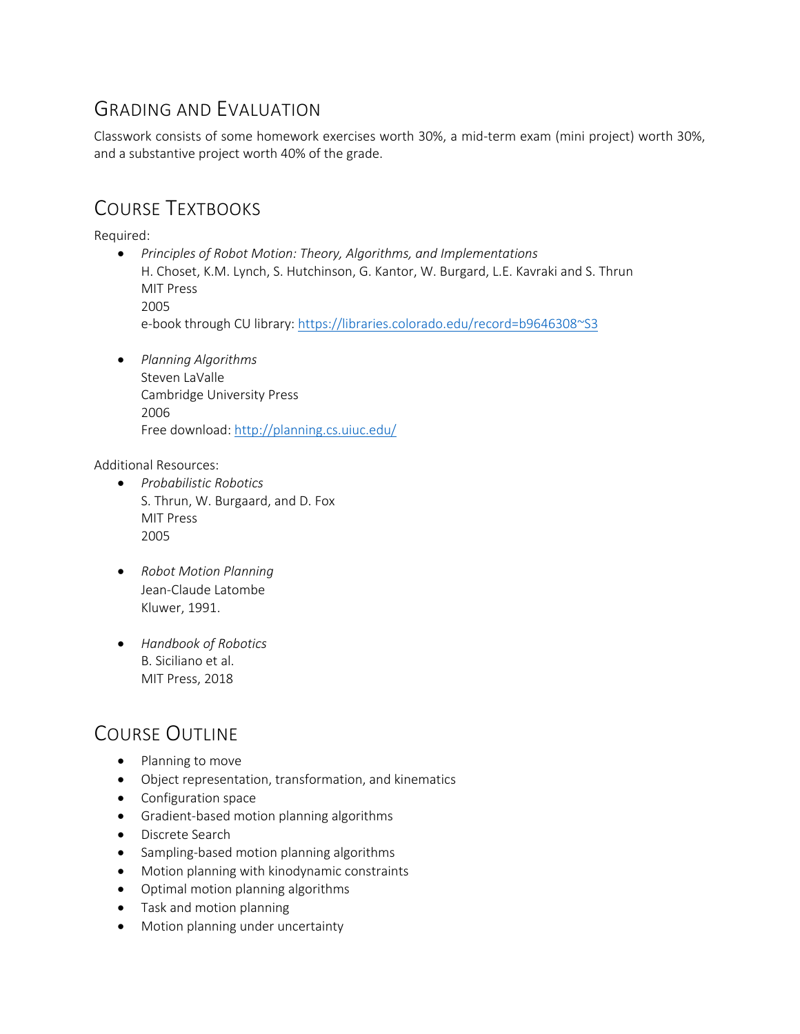## Grading and Evaluation

Classwork consists of some homework exercises worth 30%, a mid-term exam (mini project) worth 30%, and a substantive project worth 40% of the grade.

## Course Textbooks

Required:

- *Principles of Robot Motion: Theory, Algorithms, and Implementations*
  H. Choset, K.M. Lynch, S. Hutchinson, G. Kantor, W. Burgard, L.E. Kavraki and S. Thrun
  MIT Press
  2005
  e-book through CU library: [https://libraries.colorado.edu/record=b9646308~S3](https://libraries.colorado.edu/record=b9646308~S3)

- *Planning Algorithms*
  Steven LaValle
  Cambridge University Press
  2006
  Free download: [http://planning.cs.uiuc.edu/](http://planning.cs.uiuc.edu/)

Additional Resources:

- *Probabilistic Robotics*
  S. Thrun, W. Burgaard, and D. Fox
  MIT Press
  2005

- *Robot Motion Planning*
  Jean-Claude Latombe
  Kluwer, 1991.

- *Handbook of Robotics*
  B. Siciliano et al.
  MIT Press, 2018

## Course Outline

- Planning to move
- Object representation, transformation, and kinematics
- Configuration space
- Gradient-based motion planning algorithms
- Discrete Search
- Sampling-based motion planning algorithms
- Motion planning with kinodynamic constraints
- Optimal motion planning algorithms
- Task and motion planning
- Motion planning under uncertainty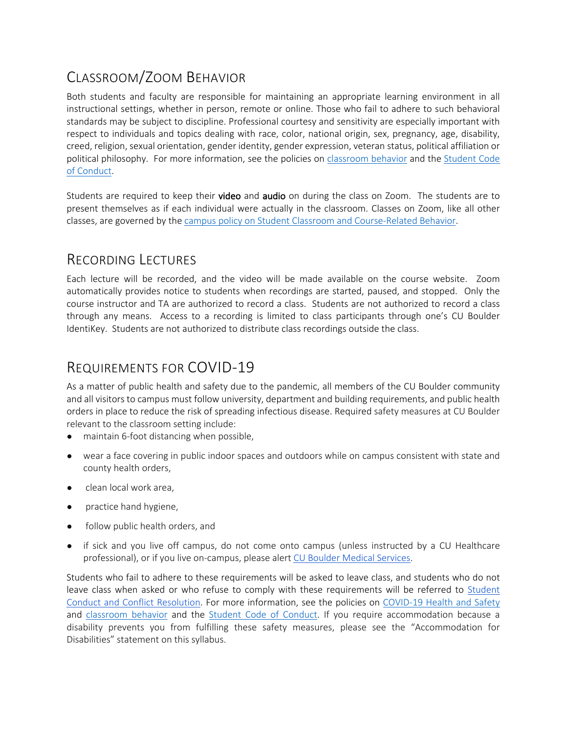## Classroom/Zoom Behavior

Both students and faculty are responsible for maintaining an appropriate learning environment in all instructional settings, whether in person, remote or online. Those who fail to adhere to such behavioral standards may be subject to discipline. Professional courtesy and sensitivity are especially important with respect to individuals and topics dealing with race, color, national origin, sex, pregnancy, age, disability, creed, religion, sexual orientation, gender identity, gender expression, veteran status, political affiliation or political philosophy. For more information, see the policies on classroom behavior and the Student Code of Conduct.

Students are required to keep their **video** and **audio** on during the class on Zoom. The students are to present themselves as if each individual were actually in the classroom. Classes on Zoom, like all other classes, are governed by the campus policy on Student Classroom and Course-Related Behavior.

## Recording Lectures

Each lecture will be recorded, and the video will be made available on the course website. Zoom automatically provides notice to students when recordings are started, paused, and stopped. Only the course instructor and TA are authorized to record a class. Students are not authorized to record a class through any means. Access to a recording is limited to class participants through one's CU Boulder IdentiKey. Students are not authorized to distribute class recordings outside the class.

## Requirements for COVID-19

As a matter of public health and safety due to the pandemic, all members of the CU Boulder community and all visitors to campus must follow university, department and building requirements, and public health orders in place to reduce the risk of spreading infectious disease. Required safety measures at CU Boulder relevant to the classroom setting include:

- maintain 6-foot distancing when possible,
- wear a face covering in public indoor spaces and outdoors while on campus consistent with state and county health orders,
- clean local work area,
- practice hand hygiene,
- follow public health orders, and
- if sick and you live off campus, do not come onto campus (unless instructed by a CU Healthcare professional), or if you live on-campus, please alert CU Boulder Medical Services.

Students who fail to adhere to these requirements will be asked to leave class, and students who do not leave class when asked or who refuse to comply with these requirements will be referred to Student Conduct and Conflict Resolution. For more information, see the policies on COVID-19 Health and Safety and classroom behavior and the Student Code of Conduct. If you require accommodation because a disability prevents you from fulfilling these safety measures, please see the "Accommodation for Disabilities" statement on this syllabus.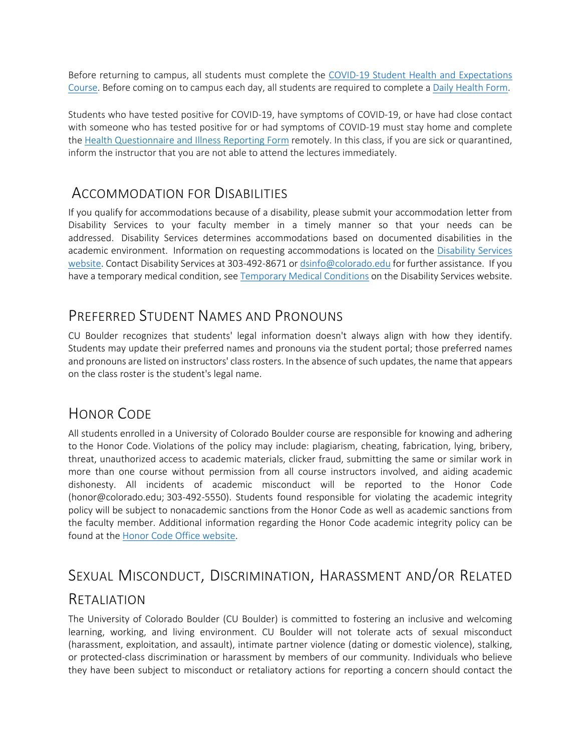Before returning to campus, all students must complete the COVID-19 Student Health and Expectations Course. Before coming on to campus each day, all students are required to complete a Daily Health Form.

Students who have tested positive for COVID-19, have symptoms of COVID-19, or have had close contact with someone who has tested positive for or had symptoms of COVID-19 must stay home and complete the Health Questionnaire and Illness Reporting Form remotely. In this class, if you are sick or quarantined, inform the instructor that you are not able to attend the lectures immediately.

## Accommodation for Disabilities

If you qualify for accommodations because of a disability, please submit your accommodation letter from Disability Services to your faculty member in a timely manner so that your needs can be addressed. Disability Services determines accommodations based on documented disabilities in the academic environment. Information on requesting accommodations is located on the Disability Services website. Contact Disability Services at 303-492-8671 or dsinfo@colorado.edu for further assistance. If you have a temporary medical condition, see Temporary Medical Conditions on the Disability Services website.

## Preferred Student Names and Pronouns

CU Boulder recognizes that students' legal information doesn't always align with how they identify. Students may update their preferred names and pronouns via the student portal; those preferred names and pronouns are listed on instructors' class rosters. In the absence of such updates, the name that appears on the class roster is the student's legal name.

## Honor Code

All students enrolled in a University of Colorado Boulder course are responsible for knowing and adhering to the Honor Code. Violations of the policy may include: plagiarism, cheating, fabrication, lying, bribery, threat, unauthorized access to academic materials, clicker fraud, submitting the same or similar work in more than one course without permission from all course instructors involved, and aiding academic dishonesty. All incidents of academic misconduct will be reported to the Honor Code (honor@colorado.edu; 303-492-5550). Students found responsible for violating the academic integrity policy will be subject to nonacademic sanctions from the Honor Code as well as academic sanctions from the faculty member. Additional information regarding the Honor Code academic integrity policy can be found at the Honor Code Office website.

## Sexual Misconduct, Discrimination, Harassment and/or Related Retaliation

The University of Colorado Boulder (CU Boulder) is committed to fostering an inclusive and welcoming learning, working, and living environment. CU Boulder will not tolerate acts of sexual misconduct (harassment, exploitation, and assault), intimate partner violence (dating or domestic violence), stalking, or protected-class discrimination or harassment by members of our community. Individuals who believe they have been subject to misconduct or retaliatory actions for reporting a concern should contact the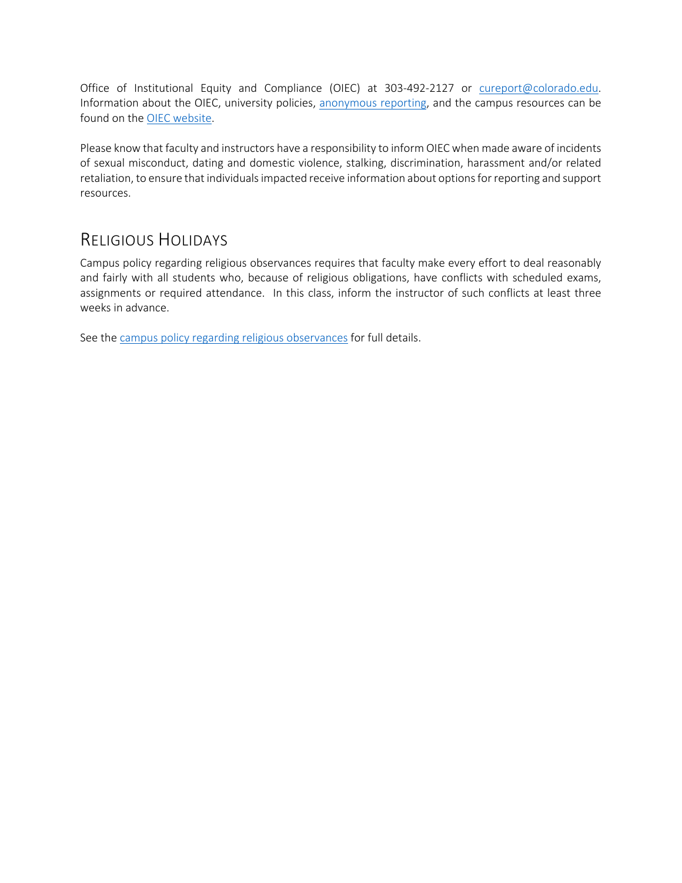Office of Institutional Equity and Compliance (OIEC) at 303-492-2127 or [cureport@colorado.edu](mailto:cureport@colorado.edu). Information about the OIEC, university policies, [anonymous reporting](), and the campus resources can be found on the [OIEC website]().

Please know that faculty and instructors have a responsibility to inform OIEC when made aware of incidents of sexual misconduct, dating and domestic violence, stalking, discrimination, harassment and/or related retaliation, to ensure that individuals impacted receive information about options for reporting and support resources.

## Religious Holidays

Campus policy regarding religious observances requires that faculty make every effort to deal reasonably and fairly with all students who, because of religious obligations, have conflicts with scheduled exams, assignments or required attendance. In this class, inform the instructor of such conflicts at least three weeks in advance.

See the [campus policy regarding religious observances]() for full details.